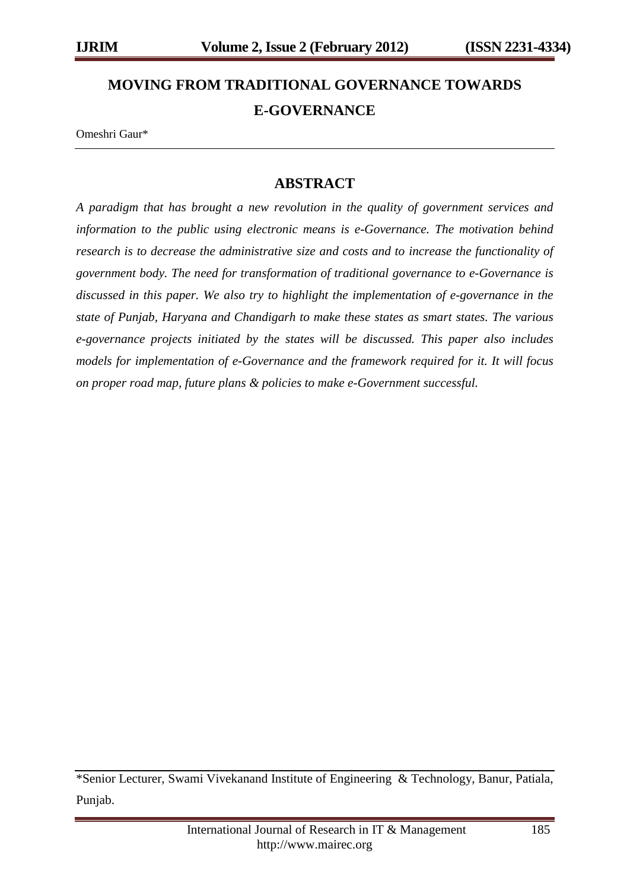# MOVING FROM TRADITIONAL GOVERNANCE TOWARDS E-GOVERNANCE

Omeshri Gaur*

## ABSTRACT

*A paradigm that has brought a new revolution in the quality of government services and information to the public using electronic means is e-Governance. The motivation behind research is to decrease the administrative size and costs and to increase the functionality of government body. The need for transformation of traditional governance to e-Governance is discussed in this paper. We also try to highlight the implementation of e-governance in the state of Punjab, Haryana and Chandigarh to make these states as smart states. The various e-governance projects initiated by the states will be discussed. This paper also includes models for implementation of e-Governance and the framework required for it. It will focus on proper road map, future plans & policies to make e-Government successful.*

---

*Senior Lecturer, Swami Vivekanand Institute of Engineering & Technology, Banur, Patiala, Punjab.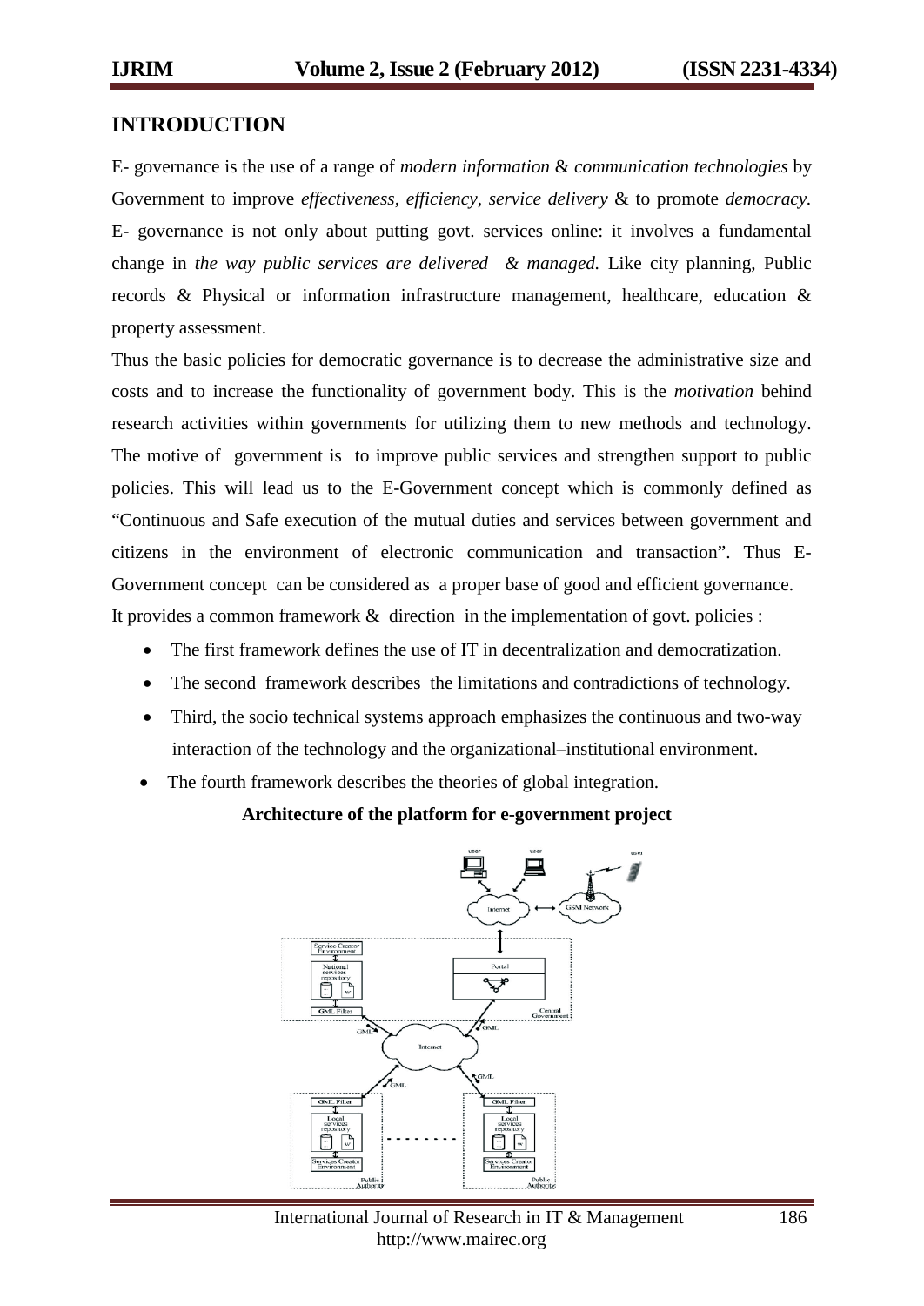## INTRODUCTION

E- governance is the use of a range of *modern information* & *communication technologies* by Government to improve *effectiveness*, *efficiency*, *service delivery* & to promote *democracy*. E- governance is not only about putting govt. services online: it involves a fundamental change in *the way public services are delivered & managed.* Like city planning, Public records & Physical or information infrastructure management, healthcare, education & property assessment.

Thus the basic policies for democratic governance is to decrease the administrative size and costs and to increase the functionality of government body. This is the *motivation* behind research activities within governments for utilizing them to new methods and technology. The motive of government is to improve public services and strengthen support to public policies. This will lead us to the E-Government concept which is commonly defined as "Continuous and Safe execution of the mutual duties and services between government and citizens in the environment of electronic communication and transaction". Thus E-Government concept can be considered as a proper base of good and efficient governance.
It provides a common framework & direction in the implementation of govt. policies :

- The first framework defines the use of IT in decentralization and democratization.
- The second framework describes the limitations and contradictions of technology.
- Third, the socio technical systems approach emphasizes the continuous and two-way interaction of the technology and the organizational–institutional environment.
- The fourth framework describes the theories of global integration.

**Architecture of the platform for e-government project**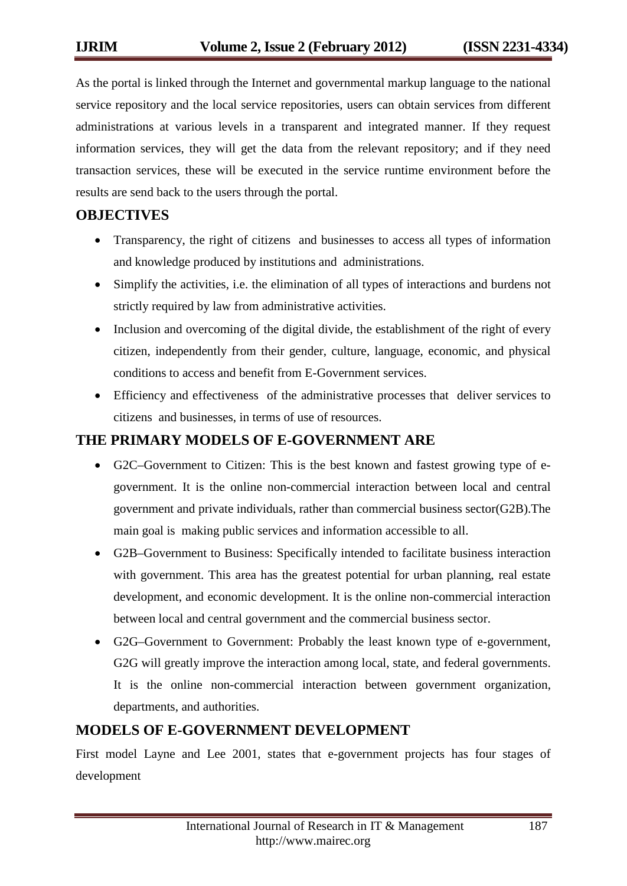As the portal is linked through the Internet and governmental markup language to the national service repository and the local service repositories, users can obtain services from different administrations at various levels in a transparent and integrated manner. If they request information services, they will get the data from the relevant repository; and if they need transaction services, these will be executed in the service runtime environment before the results are send back to the users through the portal.

## OBJECTIVES

- Transparency, the right of citizens and businesses to access all types of information and knowledge produced by institutions and administrations.
- Simplify the activities, i.e. the elimination of all types of interactions and burdens not strictly required by law from administrative activities.
- Inclusion and overcoming of the digital divide, the establishment of the right of every citizen, independently from their gender, culture, language, economic, and physical conditions to access and benefit from E-Government services.
- Efficiency and effectiveness of the administrative processes that deliver services to citizens and businesses, in terms of use of resources.

## THE PRIMARY MODELS OF E-GOVERNMENT ARE

- G2C–Government to Citizen: This is the best known and fastest growing type of e-government. It is the online non-commercial interaction between local and central government and private individuals, rather than commercial business sector(G2B).The main goal is making public services and information accessible to all.
- G2B–Government to Business: Specifically intended to facilitate business interaction with government. This area has the greatest potential for urban planning, real estate development, and economic development. It is the online non-commercial interaction between local and central government and the commercial business sector.
- G2G–Government to Government: Probably the least known type of e-government, G2G will greatly improve the interaction among local, state, and federal governments. It is the online non-commercial interaction between government organization, departments, and authorities.

## MODELS OF E-GOVERNMENT DEVELOPMENT

First model Layne and Lee 2001, states that e-government projects has four stages of development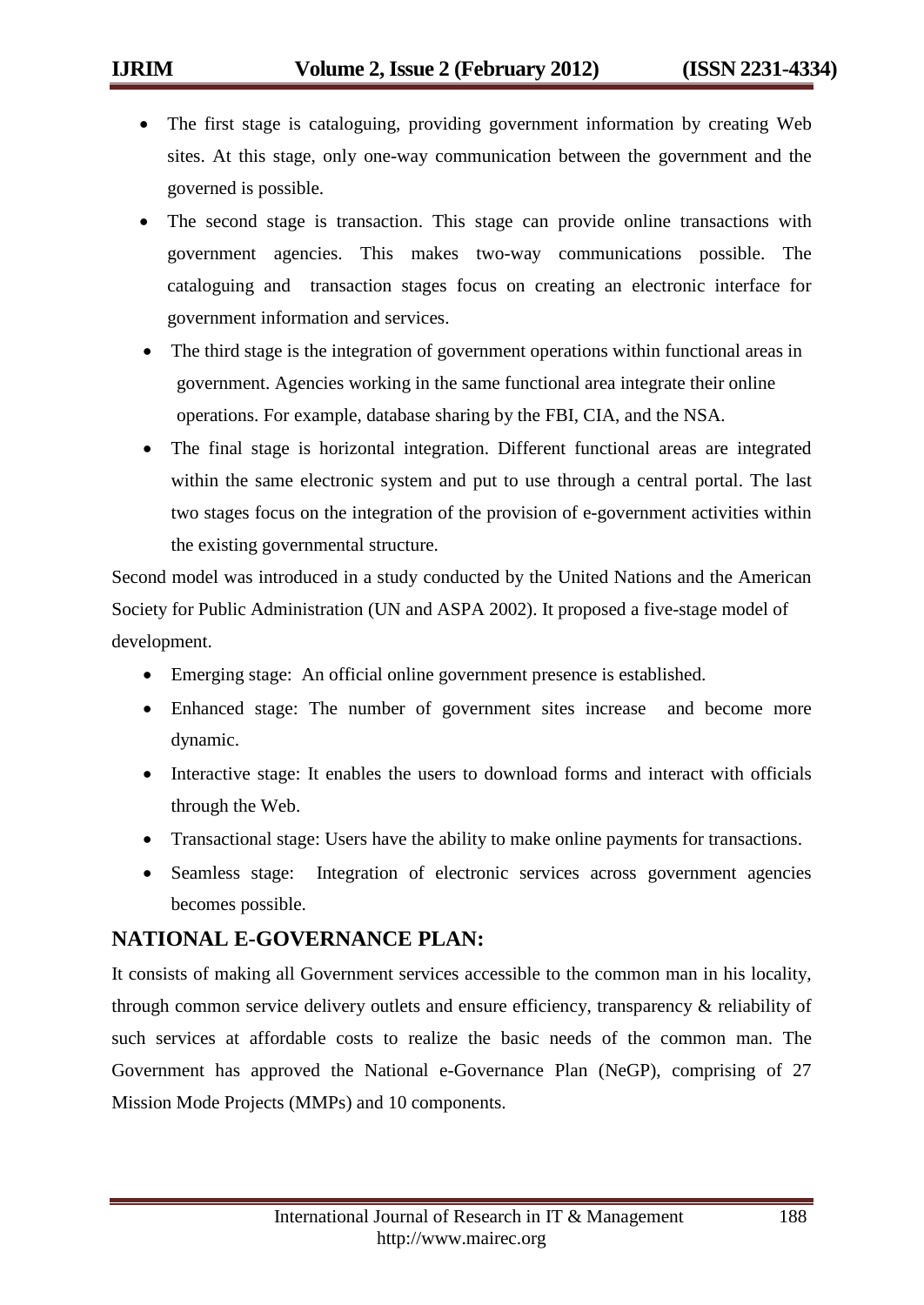- The first stage is cataloguing, providing government information by creating Web sites. At this stage, only one-way communication between the government and the governed is possible.
- The second stage is transaction. This stage can provide online transactions with government agencies. This makes two-way communications possible. The cataloguing and transaction stages focus on creating an electronic interface for government information and services.
- The third stage is the integration of government operations within functional areas in government. Agencies working in the same functional area integrate their online operations. For example, database sharing by the FBI, CIA, and the NSA.
- The final stage is horizontal integration. Different functional areas are integrated within the same electronic system and put to use through a central portal. The last two stages focus on the integration of the provision of e-government activities within the existing governmental structure.

Second model was introduced in a study conducted by the United Nations and the American Society for Public Administration (UN and ASPA 2002). It proposed a five-stage model of development.

- Emerging stage: An official online government presence is established.
- Enhanced stage: The number of government sites increase and become more dynamic.
- Interactive stage: It enables the users to download forms and interact with officials through the Web.
- Transactional stage: Users have the ability to make online payments for transactions.
- Seamless stage: Integration of electronic services across government agencies becomes possible.

## NATIONAL E-GOVERNANCE PLAN:

It consists of making all Government services accessible to the common man in his locality, through common service delivery outlets and ensure efficiency, transparency & reliability of such services at affordable costs to realize the basic needs of the common man. The Government has approved the National e-Governance Plan (NeGP), comprising of 27 Mission Mode Projects (MMPs) and 10 components.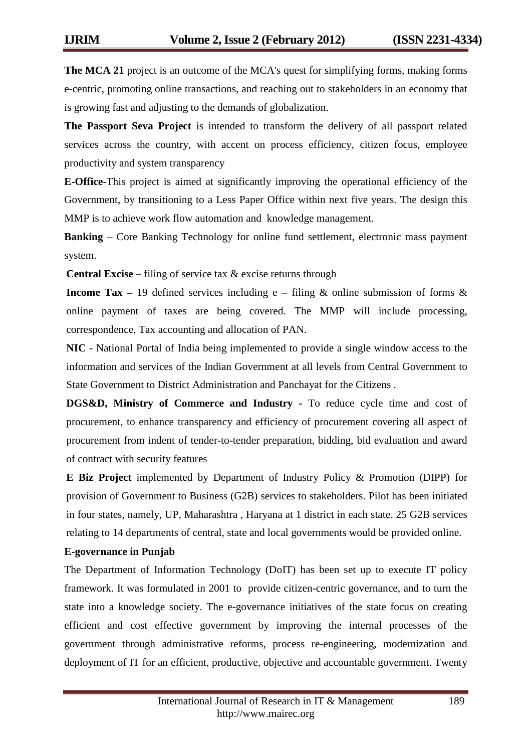**The MCA 21** project is an outcome of the MCA's quest for simplifying forms, making forms e-centric, promoting online transactions, and reaching out to stakeholders in an economy that is growing fast and adjusting to the demands of globalization.

**The Passport Seva Project** is intended to transform the delivery of all passport related services across the country, with accent on process efficiency, citizen focus, employee productivity and system transparency

**E-Office**-This project is aimed at significantly improving the operational efficiency of the Government, by transitioning to a Less Paper Office within next five years. The design this MMP is to achieve work flow automation and knowledge management.

**Banking** – Core Banking Technology for online fund settlement, electronic mass payment system.

**Central Excise –** filing of service tax & excise returns through

**Income Tax –** 19 defined services including e – filing & online submission of forms & online payment of taxes are being covered. The MMP will include processing, correspondence, Tax accounting and allocation of PAN.

**NIC -** National Portal of India being implemented to provide a single window access to the information and services of the Indian Government at all levels from Central Government to State Government to District Administration and Panchayat for the Citizens .

**DGS&D, Ministry of Commerce and Industry** - To reduce cycle time and cost of procurement, to enhance transparency and efficiency of procurement covering all aspect of procurement from indent of tender-to-tender preparation, bidding, bid evaluation and award of contract with security features

**E Biz Project** implemented by Department of Industry Policy & Promotion (DIPP) for provision of Government to Business (G2B) services to stakeholders. Pilot has been initiated in four states, namely, UP, Maharashtra , Haryana at 1 district in each state. 25 G2B services relating to 14 departments of central, state and local governments would be provided online.

**E-governance in Punjab**

The Department of Information Technology (DoIT) has been set up to execute IT policy framework. It was formulated in 2001 to provide citizen-centric governance, and to turn the state into a knowledge society. The e-governance initiatives of the state focus on creating efficient and cost effective government by improving the internal processes of the government through administrative reforms, process re-engineering, modernization and deployment of IT for an efficient, productive, objective and accountable government. Twenty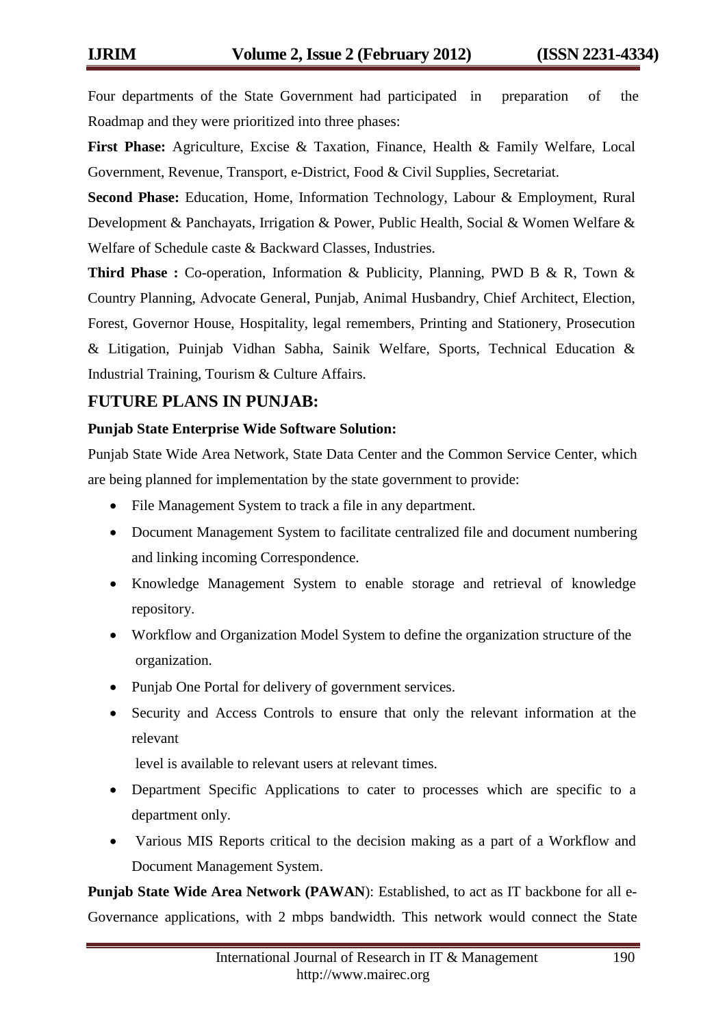Four departments of the State Government had participated in preparation of the Roadmap and they were prioritized into three phases:

**First Phase:** Agriculture, Excise & Taxation, Finance, Health & Family Welfare, Local Government, Revenue, Transport, e-District, Food & Civil Supplies, Secretariat.

**Second Phase:** Education, Home, Information Technology, Labour & Employment, Rural Development & Panchayats, Irrigation & Power, Public Health, Social & Women Welfare & Welfare of Schedule caste & Backward Classes, Industries.

**Third Phase :** Co-operation, Information & Publicity, Planning, PWD B & R, Town & Country Planning, Advocate General, Punjab, Animal Husbandry, Chief Architect, Election, Forest, Governor House, Hospitality, legal remembers, Printing and Stationery, Prosecution & Litigation, Puinjab Vidhan Sabha, Sainik Welfare, Sports, Technical Education & Industrial Training, Tourism & Culture Affairs.

## FUTURE PLANS IN PUNJAB:

### Punjab State Enterprise Wide Software Solution:

Punjab State Wide Area Network, State Data Center and the Common Service Center, which are being planned for implementation by the state government to provide:

- File Management System to track a file in any department.
- Document Management System to facilitate centralized file and document numbering and linking incoming Correspondence.
- Knowledge Management System to enable storage and retrieval of knowledge repository.
- Workflow and Organization Model System to define the organization structure of the organization.
- Punjab One Portal for delivery of government services.
- Security and Access Controls to ensure that only the relevant information at the relevant level is available to relevant users at relevant times.
- Department Specific Applications to cater to processes which are specific to a department only.
- Various MIS Reports critical to the decision making as a part of a Workflow and Document Management System.

**Punjab State Wide Area Network (PAWAN**): Established, to act as IT backbone for all e-Governance applications, with 2 mbps bandwidth. This network would connect the State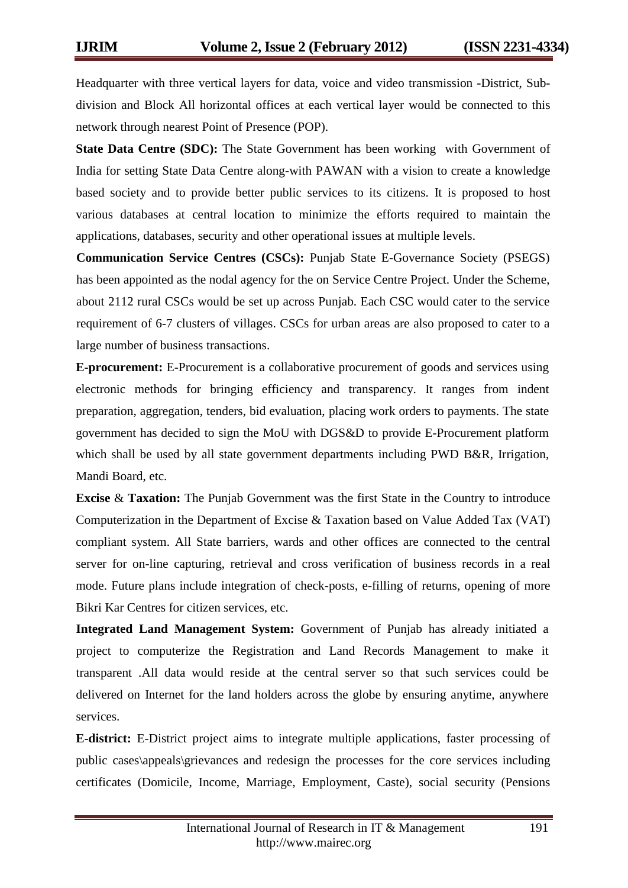Headquarter with three vertical layers for data, voice and video transmission -District, Sub-division and Block All horizontal offices at each vertical layer would be connected to this network through nearest Point of Presence (POP).

**State Data Centre (SDC):** The State Government has been working with Government of India for setting State Data Centre along-with PAWAN with a vision to create a knowledge based society and to provide better public services to its citizens. It is proposed to host various databases at central location to minimize the efforts required to maintain the applications, databases, security and other operational issues at multiple levels.

**Communication Service Centres (CSCs):** Punjab State E-Governance Society (PSEGS) has been appointed as the nodal agency for the on Service Centre Project. Under the Scheme, about 2112 rural CSCs would be set up across Punjab. Each CSC would cater to the service requirement of 6-7 clusters of villages. CSCs for urban areas are also proposed to cater to a large number of business transactions.

**E-procurement:** E-Procurement is a collaborative procurement of goods and services using electronic methods for bringing efficiency and transparency. It ranges from indent preparation, aggregation, tenders, bid evaluation, placing work orders to payments. The state government has decided to sign the MoU with DGS&D to provide E-Procurement platform which shall be used by all state government departments including PWD B&R, Irrigation, Mandi Board, etc.

**Excise & Taxation:** The Punjab Government was the first State in the Country to introduce Computerization in the Department of Excise & Taxation based on Value Added Tax (VAT) compliant system. All State barriers, wards and other offices are connected to the central server for on-line capturing, retrieval and cross verification of business records in a real mode. Future plans include integration of check-posts, e-filling of returns, opening of more Bikri Kar Centres for citizen services, etc.

**Integrated Land Management System:** Government of Punjab has already initiated a project to computerize the Registration and Land Records Management to make it transparent .All data would reside at the central server so that such services could be delivered on Internet for the land holders across the globe by ensuring anytime, anywhere services.

**E-district:** E-District project aims to integrate multiple applications, faster processing of public cases\appeals\grievances and redesign the processes for the core services including certificates (Domicile, Income, Marriage, Employment, Caste), social security (Pensions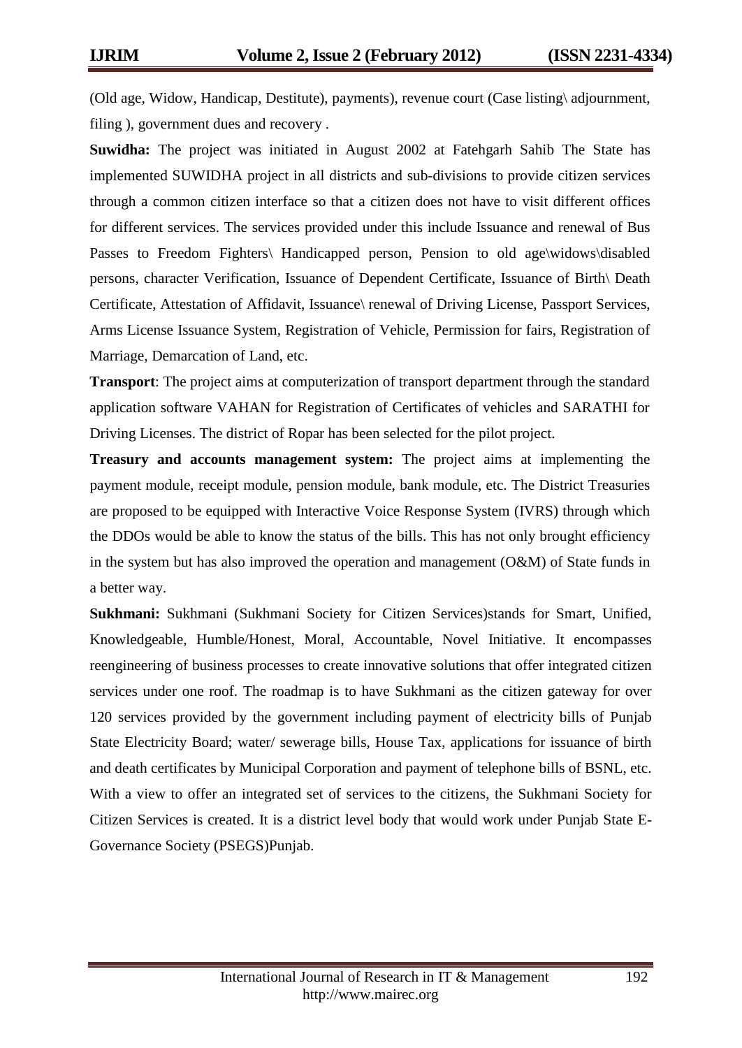(Old age, Widow, Handicap, Destitute), payments), revenue court (Case listing\ adjournment, filing ), government dues and recovery .

**Suwidha:** The project was initiated in August 2002 at Fatehgarh Sahib The State has implemented SUWIDHA project in all districts and sub-divisions to provide citizen services through a common citizen interface so that a citizen does not have to visit different offices for different services. The services provided under this include Issuance and renewal of Bus Passes to Freedom Fighters\ Handicapped person, Pension to old age\widows\disabled persons, character Verification, Issuance of Dependent Certificate, Issuance of Birth\ Death Certificate, Attestation of Affidavit, Issuance\ renewal of Driving License, Passport Services, Arms License Issuance System, Registration of Vehicle, Permission for fairs, Registration of Marriage, Demarcation of Land, etc.

**Transport**: The project aims at computerization of transport department through the standard application software VAHAN for Registration of Certificates of vehicles and SARATHI for Driving Licenses. The district of Ropar has been selected for the pilot project.

**Treasury and accounts management system:** The project aims at implementing the payment module, receipt module, pension module, bank module, etc. The District Treasuries are proposed to be equipped with Interactive Voice Response System (IVRS) through which the DDOs would be able to know the status of the bills. This has not only brought efficiency in the system but has also improved the operation and management (O&M) of State funds in a better way.

**Sukhmani:** Sukhmani (Sukhmani Society for Citizen Services)stands for Smart, Unified, Knowledgeable, Humble/Honest, Moral, Accountable, Novel Initiative. It encompasses reengineering of business processes to create innovative solutions that offer integrated citizen services under one roof. The roadmap is to have Sukhmani as the citizen gateway for over 120 services provided by the government including payment of electricity bills of Punjab State Electricity Board; water/ sewerage bills, House Tax, applications for issuance of birth and death certificates by Municipal Corporation and payment of telephone bills of BSNL, etc. With a view to offer an integrated set of services to the citizens, the Sukhmani Society for Citizen Services is created. It is a district level body that would work under Punjab State E-Governance Society (PSEGS)Punjab.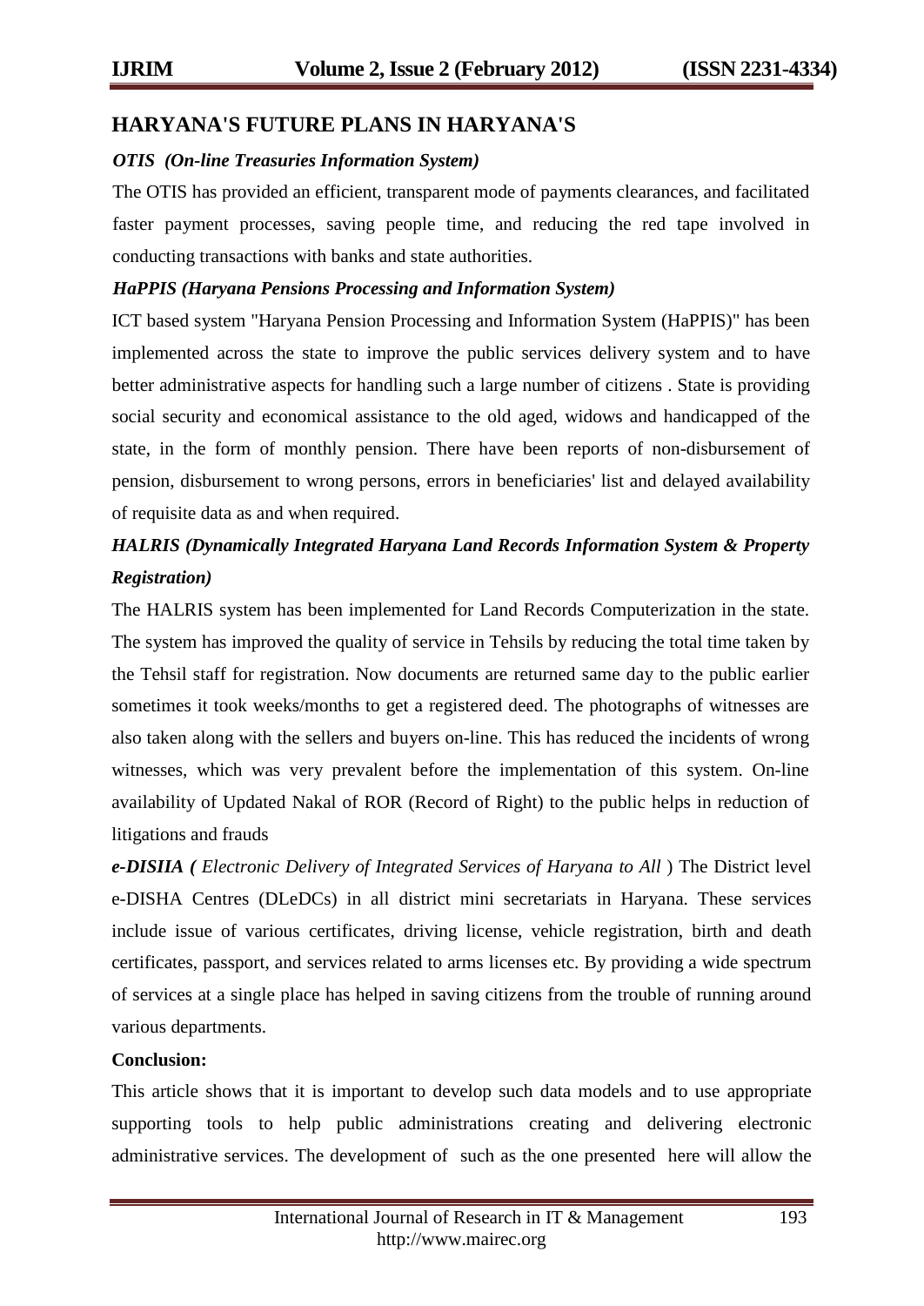## HARYANA'S FUTURE PLANS IN HARYANA'S

***OTIS (On-line Treasuries Information System)***

The OTIS has provided an efficient, transparent mode of payments clearances, and facilitated faster payment processes, saving people time, and reducing the red tape involved in conducting transactions with banks and state authorities.

***HaPPIS (Haryana Pensions Processing and Information System)***

ICT based system "Haryana Pension Processing and Information System (HaPPIS)" has been implemented across the state to improve the public services delivery system and to have better administrative aspects for handling such a large number of citizens . State is providing social security and economical assistance to the old aged, widows and handicapped of the state, in the form of monthly pension. There have been reports of non-disbursement of pension, disbursement to wrong persons, errors in beneficiaries' list and delayed availability of requisite data as and when required.

***HALRIS (Dynamically Integrated Haryana Land Records Information System & Property Registration)***

The HALRIS system has been implemented for Land Records Computerization in the state. The system has improved the quality of service in Tehsils by reducing the total time taken by the Tehsil staff for registration. Now documents are returned same day to the public earlier sometimes it took weeks/months to get a registered deed. The photographs of witnesses are also taken along with the sellers and buyers on-line. This has reduced the incidents of wrong witnesses, which was very prevalent before the implementation of this system. On-line availability of Updated Nakal of ROR (Record of Right) to the public helps in reduction of litigations and frauds

***e-DISIIA (** *Electronic Delivery of Integrated Services of Haryana to All* ) The District level e-DISHA Centres (DLeDCs) in all district mini secretariats in Haryana. These services include issue of various certificates, driving license, vehicle registration, birth and death certificates, passport, and services related to arms licenses etc. By providing a wide spectrum of services at a single place has helped in saving citizens from the trouble of running around various departments.

**Conclusion:**

This article shows that it is important to develop such data models and to use appropriate supporting tools to help public administrations creating and delivering electronic administrative services. The development of such as the one presented here will allow the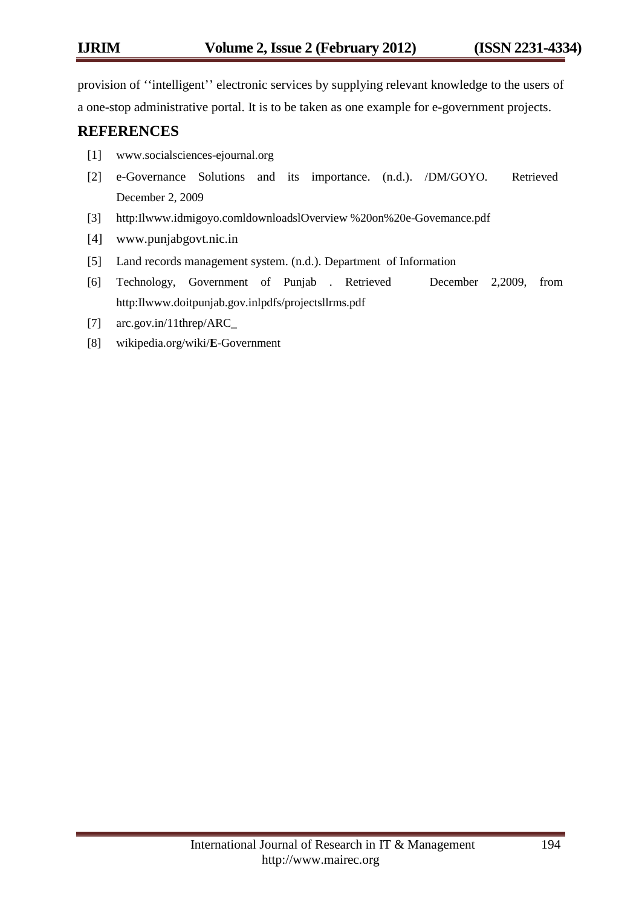provision of ''intelligent'' electronic services by supplying relevant knowledge to the users of a one-stop administrative portal. It is to be taken as one example for e-government projects.

## REFERENCES

[1] www.socialsciences-ejournal.org

[2] e-Governance Solutions and its importance. (n.d.). /DM/GOYO. Retrieved December 2, 2009

[3] http:Ilwww.idmigoyo.comldownloadslOverview %20on%20e-Govemance.pdf

[4] www.punjabgovt.nic.in

[5] Land records management system. (n.d.). Department of Information

[6] Technology, Government of Punjab . Retrieved December 2,2009, from http:Ilwww.doitpunjab.gov.inlpdfs/projectsllrms.pdf

[7] arc.gov.in/11threp/ARC_

[8] wikipedia.org/wiki/**E**-Government